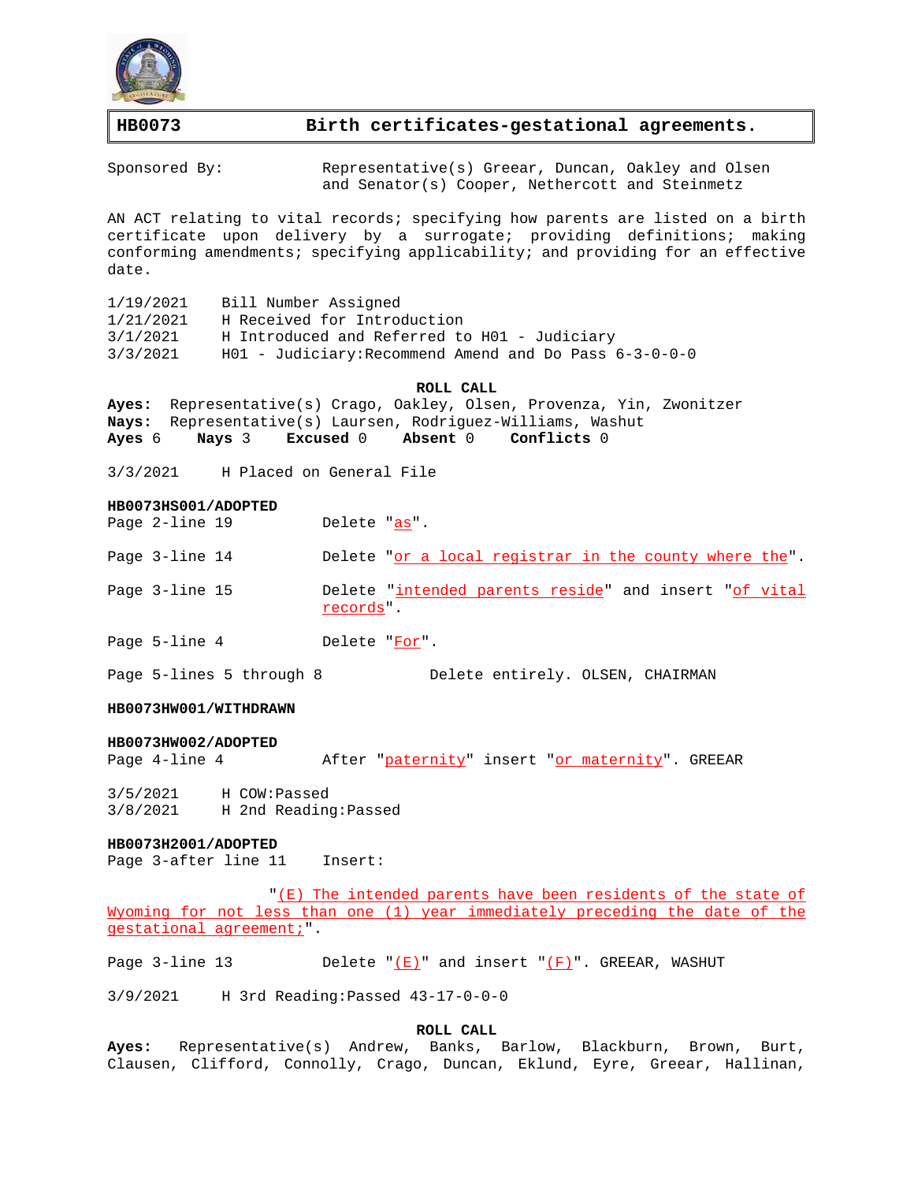# HB0073 Birth certificates-gestational agreements.

Sponsored By: Representative(s) Greear, Duncan, Oakley and Olsen and Senator(s) Cooper, Nethercott and Steinmetz

AN ACT relating to vital records; specifying how parents are listed on a birth certificate upon delivery by a surrogate; providing definitions; making conforming amendments; specifying applicability; and providing for an effective date.

1/19/2021 Bill Number Assigned
1/21/2021 H Received for Introduction
3/1/2021 H Introduced and Referred to H01 - Judiciary
3/3/2021 H01 - Judiciary:Recommend Amend and Do Pass 6-3-0-0-0

**ROLL CALL**

**Ayes:** Representative(s) Crago, Oakley, Olsen, Provenza, Yin, Zwonitzer
**Nays:** Representative(s) Laursen, Rodriguez-Williams, Washut
**Ayes** 6 **Nays** 3 **Excused** 0 **Absent** 0 **Conflicts** 0

3/3/2021 H Placed on General File

**HB0073HS001/ADOPTED**

Page 2-line 19 Delete "as".

Page 3-line 14 Delete "or a local registrar in the county where the".

Page 3-line 15 Delete "intended parents reside" and insert "of vital records".

Page 5-line 4 Delete "For".

Page 5-lines 5 through 8 Delete entirely. OLSEN, CHAIRMAN

**HB0073HW001/WITHDRAWN**

**HB0073HW002/ADOPTED**

Page 4-line 4 After "paternity" insert "or maternity". GREEAR

3/5/2021 H COW:Passed
3/8/2021 H 2nd Reading:Passed

**HB0073H2001/ADOPTED**

Page 3-after line 11 Insert:

"(E) The intended parents have been residents of the state of Wyoming for not less than one (1) year immediately preceding the date of the gestational agreement;".

Page 3-line 13 Delete "(E)" and insert "(F)". GREEAR, WASHUT

3/9/2021 H 3rd Reading:Passed 43-17-0-0-0

**ROLL CALL**

**Ayes:** Representative(s) Andrew, Banks, Barlow, Blackburn, Brown, Burt, Clausen, Clifford, Connolly, Crago, Duncan, Eklund, Eyre, Greear, Hallinan,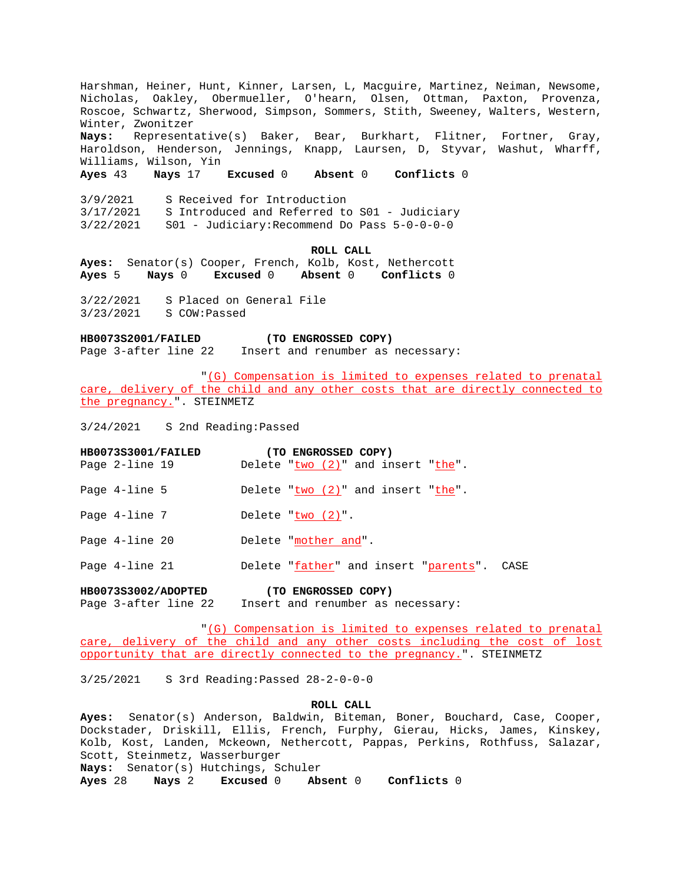Harshman, Heiner, Hunt, Kinner, Larsen, L, Macguire, Martinez, Neiman, Newsome, Nicholas, Oakley, Obermueller, O'hearn, Olsen, Ottman, Paxton, Provenza, Roscoe, Schwartz, Sherwood, Simpson, Sommers, Stith, Sweeney, Walters, Western, Winter, Zwonitzer
**Nays:** Representative(s) Baker, Bear, Burkhart, Flitner, Fortner, Gray, Haroldson, Henderson, Jennings, Knapp, Laursen, D, Styvar, Washut, Wharff, Williams, Wilson, Yin
**Ayes** 43 **Nays** 17 **Excused** 0 **Absent** 0 **Conflicts** 0

3/9/2021 S Received for Introduction
3/17/2021 S Introduced and Referred to S01 - Judiciary
3/22/2021 S01 - Judiciary:Recommend Do Pass 5-0-0-0-0

**ROLL CALL**

**Ayes:** Senator(s) Cooper, French, Kolb, Kost, Nethercott
**Ayes** 5 **Nays** 0 **Excused** 0 **Absent** 0 **Conflicts** 0

3/22/2021 S Placed on General File
3/23/2021 S COW:Passed

**HB0073S2001/FAILED** **(TO ENGROSSED COPY)**
Page 3-after line 22 Insert and renumber as necessary:

"(G) Compensation is limited to expenses related to prenatal care, delivery of the child and any other costs that are directly connected to the pregnancy.". STEINMETZ

3/24/2021 S 2nd Reading:Passed

**HB0073S3001/FAILED** **(TO ENGROSSED COPY)**
Page 2-line 19 Delete "two (2)" and insert "the".

Page 4-line 5 Delete "two (2)" and insert "the".

Page 4-line 7 Delete "two (2)".

Page 4-line 20 Delete "mother and".

Page 4-line 21 Delete "father" and insert "parents". CASE

**HB0073S3002/ADOPTED** **(TO ENGROSSED COPY)**
Page 3-after line 22 Insert and renumber as necessary:

"(G) Compensation is limited to expenses related to prenatal care, delivery of the child and any other costs including the cost of lost opportunity that are directly connected to the pregnancy.". STEINMETZ

3/25/2021 S 3rd Reading:Passed 28-2-0-0-0

**ROLL CALL**

**Ayes:** Senator(s) Anderson, Baldwin, Biteman, Boner, Bouchard, Case, Cooper, Dockstader, Driskill, Ellis, French, Furphy, Gierau, Hicks, James, Kinskey, Kolb, Kost, Landen, Mckeown, Nethercott, Pappas, Perkins, Rothfuss, Salazar, Scott, Steinmetz, Wasserburger
**Nays:** Senator(s) Hutchings, Schuler
**Ayes** 28 **Nays** 2 **Excused** 0 **Absent** 0 **Conflicts** 0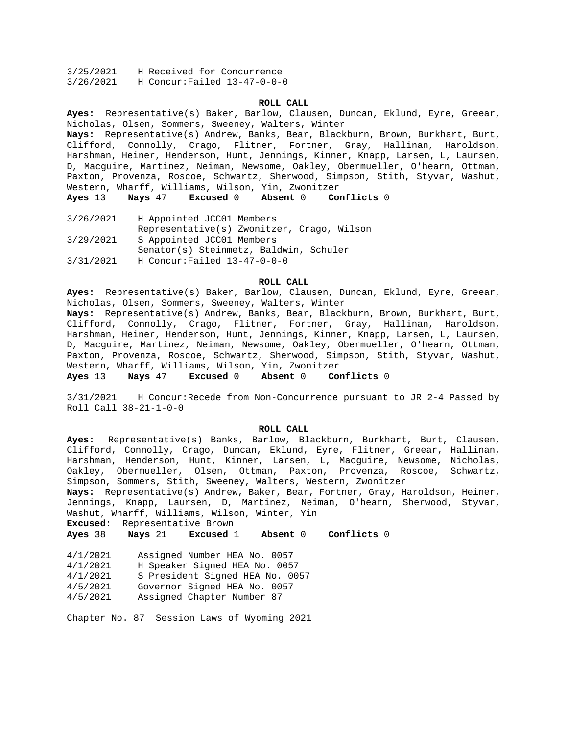3/25/2021    H Received for Concurrence
3/26/2021    H Concur:Failed 13-47-0-0-0

**ROLL CALL**

**Ayes:** Representative(s) Baker, Barlow, Clausen, Duncan, Eklund, Eyre, Greear, Nicholas, Olsen, Sommers, Sweeney, Walters, Winter
**Nays:** Representative(s) Andrew, Banks, Bear, Blackburn, Brown, Burkhart, Burt, Clifford, Connolly, Crago, Flitner, Fortner, Gray, Hallinan, Haroldson, Harshman, Heiner, Henderson, Hunt, Jennings, Kinner, Knapp, Larsen, L, Laursen, D, Macguire, Martinez, Neiman, Newsome, Oakley, Obermueller, O'hearn, Ottman, Paxton, Provenza, Roscoe, Schwartz, Sherwood, Simpson, Stith, Styvar, Washut, Western, Wharff, Williams, Wilson, Yin, Zwonitzer
**Ayes** 13    **Nays** 47    **Excused** 0    **Absent** 0    **Conflicts** 0

3/26/2021    H Appointed JCC01 Members
Representative(s) Zwonitzer, Crago, Wilson
3/29/2021    S Appointed JCC01 Members
Senator(s) Steinmetz, Baldwin, Schuler
3/31/2021    H Concur:Failed 13-47-0-0-0

**ROLL CALL**

**Ayes:** Representative(s) Baker, Barlow, Clausen, Duncan, Eklund, Eyre, Greear, Nicholas, Olsen, Sommers, Sweeney, Walters, Winter
**Nays:** Representative(s) Andrew, Banks, Bear, Blackburn, Brown, Burkhart, Burt, Clifford, Connolly, Crago, Flitner, Fortner, Gray, Hallinan, Haroldson, Harshman, Heiner, Henderson, Hunt, Jennings, Kinner, Knapp, Larsen, L, Laursen, D, Macguire, Martinez, Neiman, Newsome, Oakley, Obermueller, O'hearn, Ottman, Paxton, Provenza, Roscoe, Schwartz, Sherwood, Simpson, Stith, Styvar, Washut, Western, Wharff, Williams, Wilson, Yin, Zwonitzer
**Ayes** 13    **Nays** 47    **Excused** 0    **Absent** 0    **Conflicts** 0

3/31/2021    H Concur:Recede from Non-Concurrence pursuant to JR 2-4 Passed by Roll Call 38-21-1-0-0

**ROLL CALL**

**Ayes:** Representative(s) Banks, Barlow, Blackburn, Burkhart, Burt, Clausen, Clifford, Connolly, Crago, Duncan, Eklund, Eyre, Flitner, Greear, Hallinan, Harshman, Henderson, Hunt, Kinner, Larsen, L, Macguire, Newsome, Nicholas, Oakley, Obermueller, Olsen, Ottman, Paxton, Provenza, Roscoe, Schwartz, Simpson, Sommers, Stith, Sweeney, Walters, Western, Zwonitzer
**Nays:** Representative(s) Andrew, Baker, Bear, Fortner, Gray, Haroldson, Heiner, Jennings, Knapp, Laursen, D, Martinez, Neiman, O'hearn, Sherwood, Styvar, Washut, Wharff, Williams, Wilson, Winter, Yin
**Excused:** Representative Brown
**Ayes** 38    **Nays** 21    **Excused** 1    **Absent** 0    **Conflicts** 0

4/1/2021    Assigned Number HEA No. 0057
4/1/2021    H Speaker Signed HEA No. 0057
4/1/2021    S President Signed HEA No. 0057
4/5/2021    Governor Signed HEA No. 0057
4/5/2021    Assigned Chapter Number 87

Chapter No. 87  Session Laws of Wyoming 2021